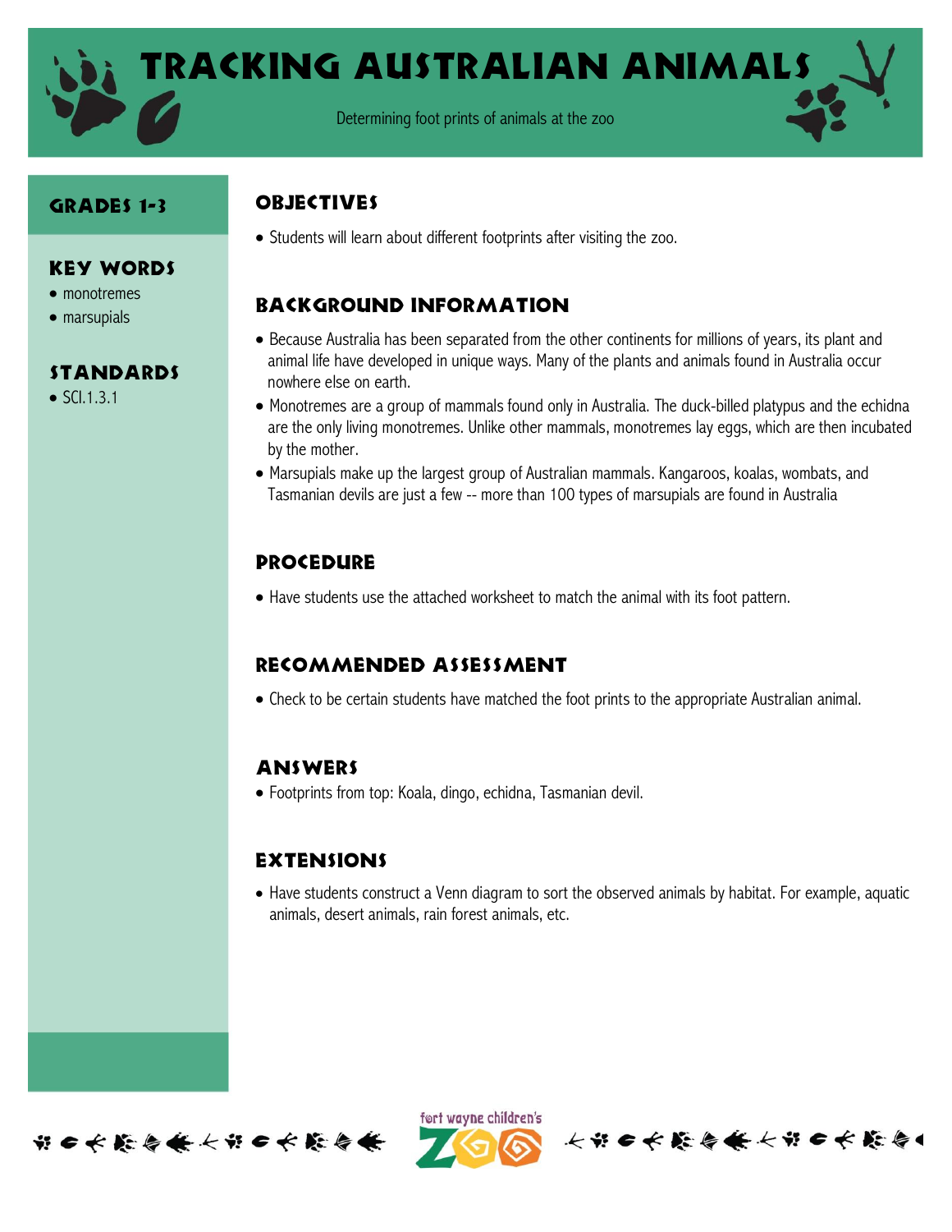# Tracking Australian Animals

Determining foot prints of animals at the zoo

## Grades 1-3

### Key Words

- monotremes
- marsupials

### Standards

- SCI.1.3.1

## Objectives

- Students will learn about different footprints after visiting the zoo.

## Background Information

- Because Australia has been separated from the other continents for millions of years, its plant and animal life have developed in unique ways. Many of the plants and animals found in Australia occur nowhere else on earth.
- Monotremes are a group of mammals found only in Australia. The duck-billed platypus and the echidna are the only living monotremes. Unlike other mammals, monotremes lay eggs, which are then incubated by the mother.
- Marsupials make up the largest group of Australian mammals. Kangaroos, koalas, wombats, and Tasmanian devils are just a few -- more than 100 types of marsupials are found in Australia

## Procedure

- Have students use the attached worksheet to match the animal with its foot pattern.

## Recommended Assessment

- Check to be certain students have matched the foot prints to the appropriate Australian animal.

## Answers

- Footprints from top: Koala, dingo, echidna, Tasmanian devil.

## Extensions

- Have students construct a Venn diagram to sort the observed animals by habitat. For example, aquatic animals, desert animals, rain forest animals, etc.

fort wayne children's ZOO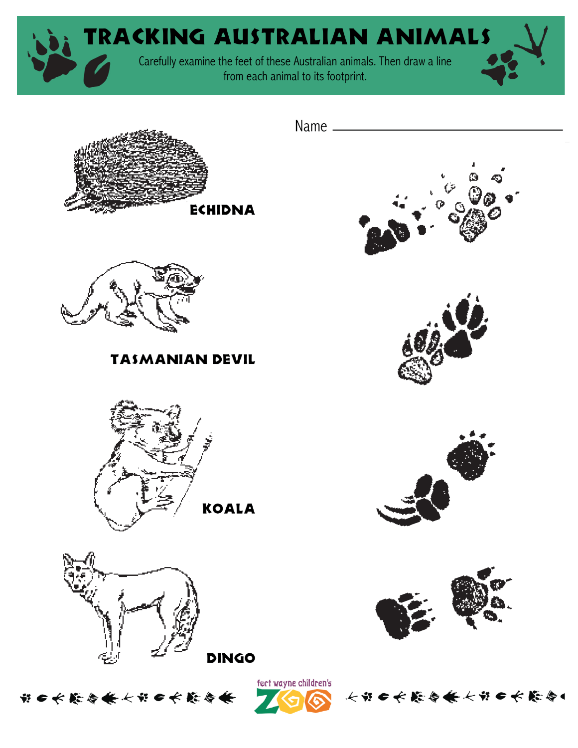# TRACKING AUSTRALIAN ANIMALS

Carefully examine the feet of these Australian animals. Then draw a line from each animal to its footprint.

Name ______________________________

ECHIDNA

TASMANIAN DEVIL

KOALA

DINGO

fort wayne children's ZOO